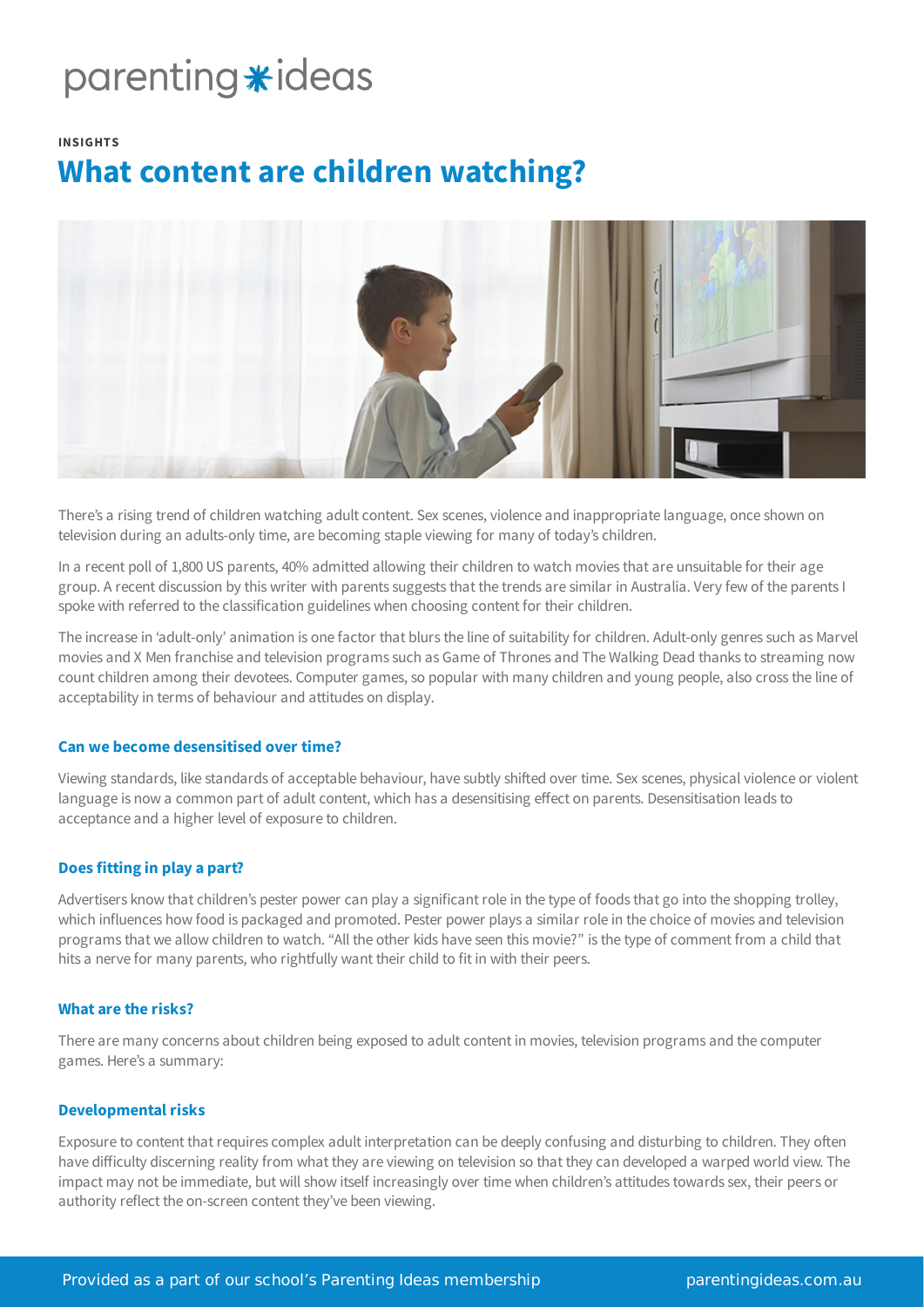INSIGHTS

# What content are children watching?

There's a rising trend of children watching adult content. Sex scenes, violence and inappropriate language, once shown on television during an adults-only time, are becoming staple viewing for many of today's children.

In a recent poll of 1,800 US parents, 40% admitted allowing their children to watch movies that are unsuitable for their age group. A recent discussion by this writer with parents suggests that the trends are similar in Australia. Very few of the parents I spoke with referred to the classification guidelines when choosing content for their children.

The increase in 'adult-only' animation is one factor that blurs the line of suitability for children. Adult-only genres such as Marvel movies and X Men franchise and television programs such as Game of Thrones and The Walking Dead thanks to streaming now count children among their devotees. Computer games, so popular with many children and young people, also cross the line of acceptability in terms of behaviour and attitudes on display.

### Can we become desensitised over time?

Viewing standards, like standards of acceptable behaviour, have subtly shifted over time. Sex scenes, physical violence or violent language is now a common part of adult content, which has a desensitising effect on parents. Desensitisation leads to acceptance and a higher level of exposure to children.

### Does fitting in play a part?

Advertisers know that children's pester power can play a significant role in the type of foods that go into the shopping trolley, which influences how food is packaged and promoted. Pester power plays a similar role in the choice of movies and television programs that we allow children to watch. "All the other kids have seen this movie?" is the type of comment from a child that hits a nerve for many parents, who rightfully want their child to fit in with their peers.

### What are the risks?

There are many concerns about children being exposed to adult content in movies, television programs and the computer games. Here's a summary:

### Developmental risks

Exposure to content that requires complex adult interpretation can be deeply confusing and disturbing to children. They often have difficulty discerning reality from what they are viewing on television so that they can developed a warped world view. The impact may not be immediate, but will show itself increasingly over time when children's attitudes towards sex, their peers or authority reflect the on-screen content they've been viewing.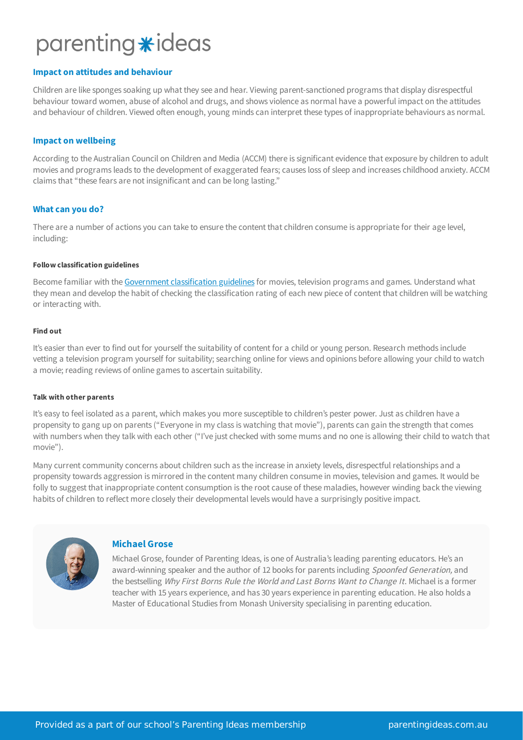## Impact on attitudes and behaviour

Children are like sponges soaking up what they see and hear. Viewing parent-sanctioned programs that display disrespectful behaviour toward women, abuse of alcohol and drugs, and shows violence as normal have a powerful impact on the attitudes and behaviour of children. Viewed often enough, young minds can interpret these types of inappropriate behaviours as normal.

## Impact on wellbeing

According to the Australian Council on Children and Media (ACCM) there is significant evidence that exposure by children to adult movies and programs leads to the development of exaggerated fears; causes loss of sleep and increases childhood anxiety. ACCM claims that "these fears are not insignificant and can be long lasting."

## What can you do?

There are a number of actions you can take to ensure the content that children consume is appropriate for their age level, including:

#### Follow classification guidelines

Become familiar with the [Government classification guidelines]() for movies, television programs and games. Understand what they mean and develop the habit of checking the classification rating of each new piece of content that children will be watching or interacting with.

#### Find out

It's easier than ever to find out for yourself the suitability of content for a child or young person. Research methods include vetting a television program yourself for suitability; searching online for views and opinions before allowing your child to watch a movie; reading reviews of online games to ascertain suitability.

#### Talk with other parents

It's easy to feel isolated as a parent, which makes you more susceptible to children's pester power. Just as children have a propensity to gang up on parents ("Everyone in my class is watching that movie"), parents can gain the strength that comes with numbers when they talk with each other ("I've just checked with some mums and no one is allowing their child to watch that movie").

Many current community concerns about children such as the increase in anxiety levels, disrespectful relationships and a propensity towards aggression is mirrored in the content many children consume in movies, television and games. It would be folly to suggest that inappropriate content consumption is the root cause of these maladies, however winding back the viewing habits of children to reflect more closely their developmental levels would have a surprisingly positive impact.

### Michael Grose

Michael Grose, founder of Parenting Ideas, is one of Australia's leading parenting educators. He's an award-winning speaker and the author of 12 books for parents including *Spoonfed Generation,* and the bestselling *Why First Borns Rule the World and Last Borns Want to Change It*. Michael is a former teacher with 15 years experience, and has 30 years experience in parenting education. He also holds a Master of Educational Studies from Monash University specialising in parenting education.